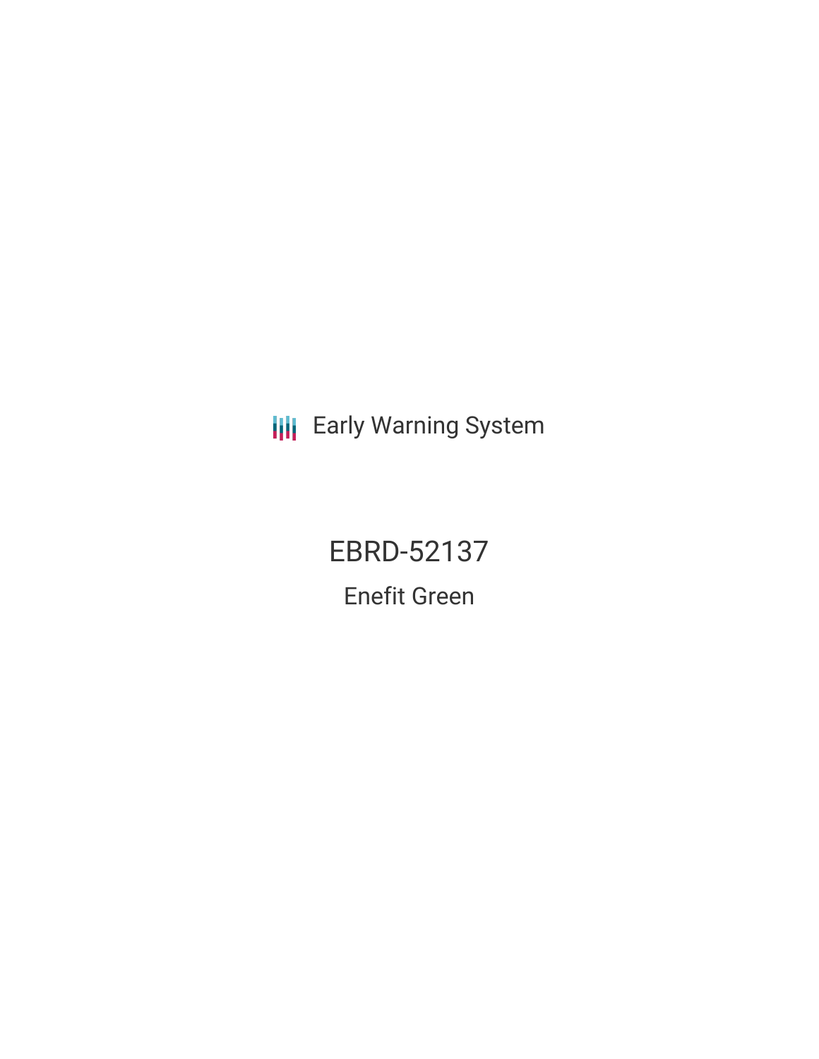Early Warning System

# EBRD-52137

## Enefit Green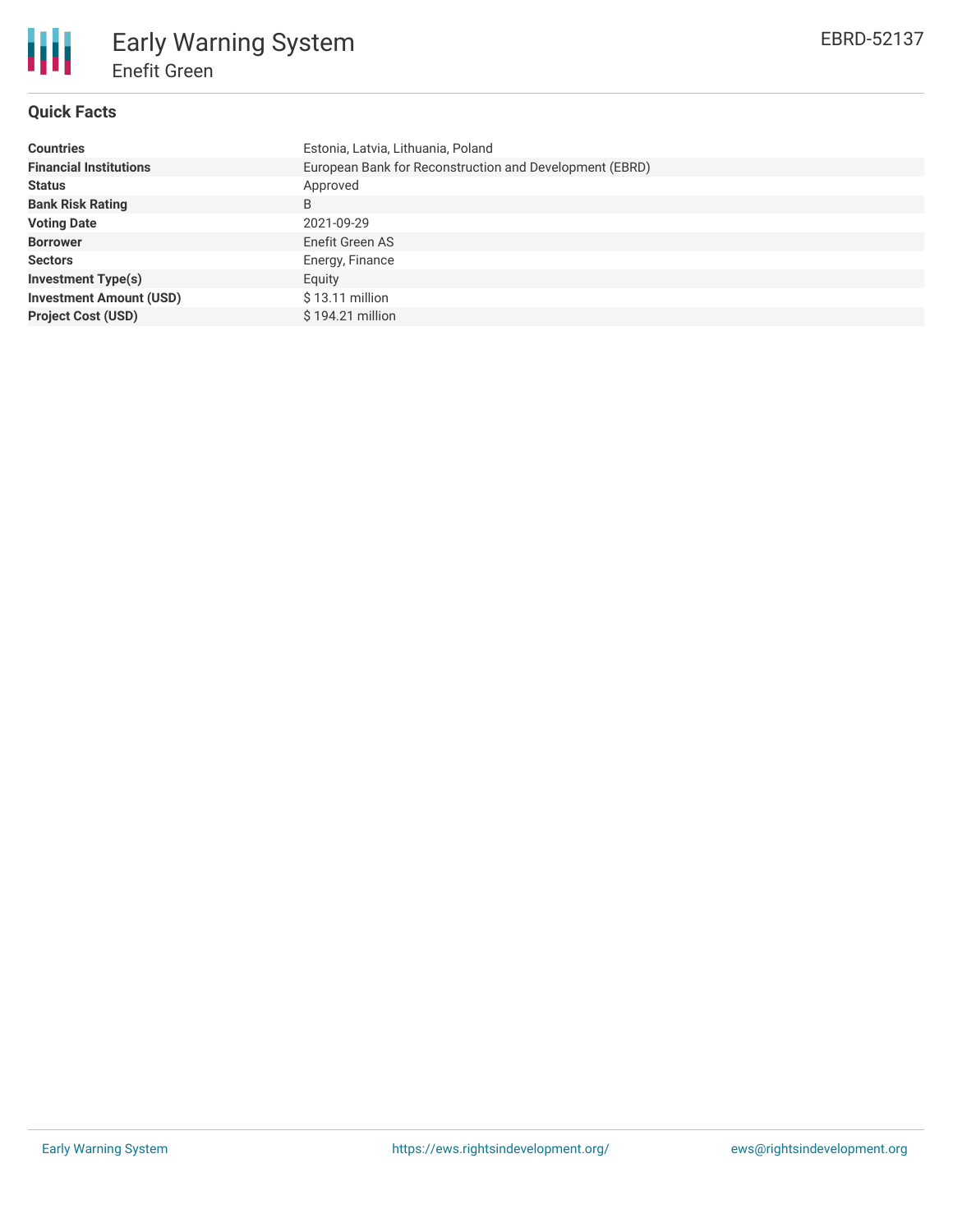# Early Warning System

## Enefit Green

EBRD-52137

### Quick Facts

| | |
|---|---|
| **Countries** | Estonia, Latvia, Lithuania, Poland |
| **Financial Institutions** | European Bank for Reconstruction and Development (EBRD) |
| **Status** | Approved |
| **Bank Risk Rating** | B |
| **Voting Date** | 2021-09-29 |
| **Borrower** | Enefit Green AS |
| **Sectors** | Energy, Finance |
| **Investment Type(s)** | Equity |
| **Investment Amount (USD)** | $ 13.11 million |
| **Project Cost (USD)** | $ 194.21 million |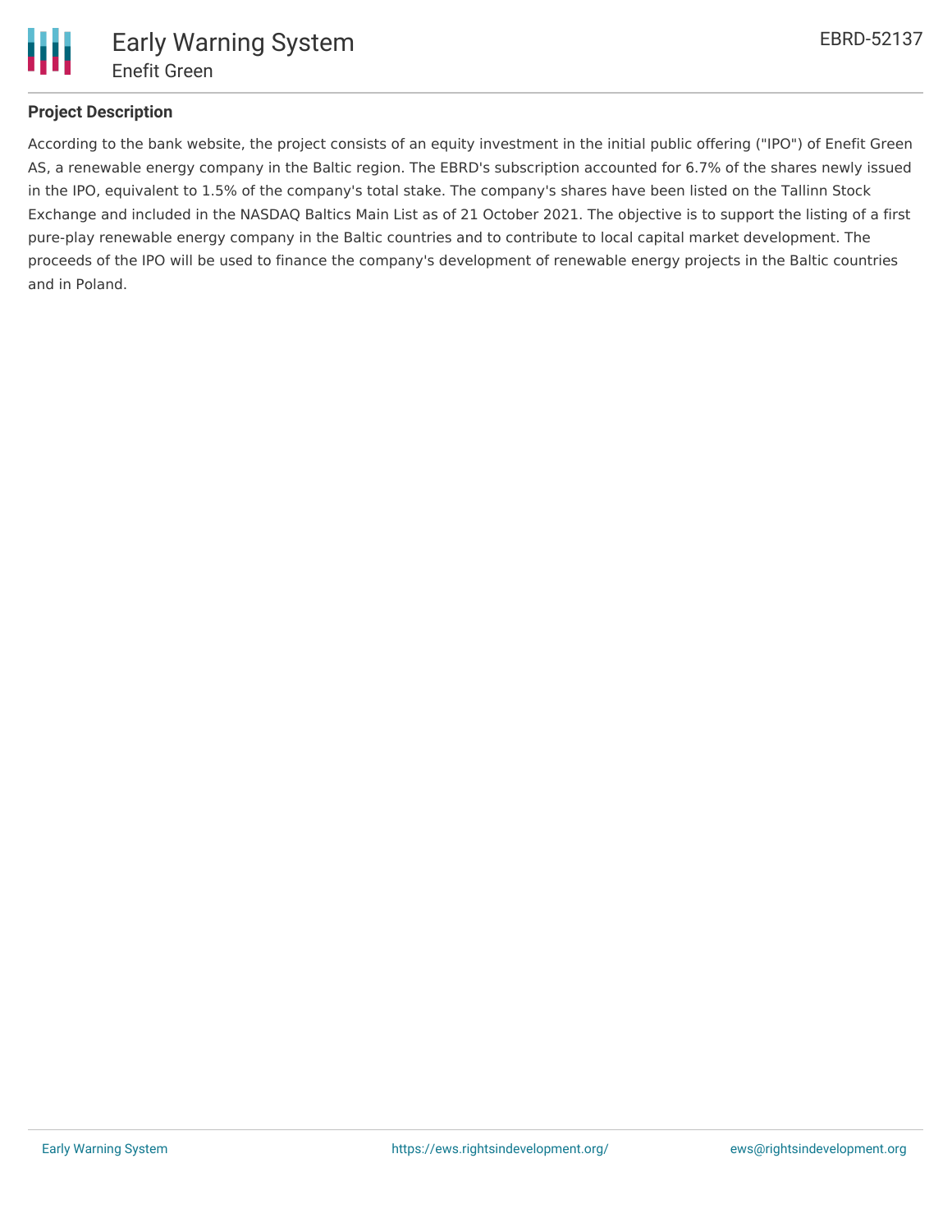## Project Description

According to the bank website, the project consists of an equity investment in the initial public offering ("IPO") of Enefit Green AS, a renewable energy company in the Baltic region. The EBRD's subscription accounted for 6.7% of the shares newly issued in the IPO, equivalent to 1.5% of the company's total stake. The company's shares have been listed on the Tallinn Stock Exchange and included in the NASDAQ Baltics Main List as of 21 October 2021. The objective is to support the listing of a first pure-play renewable energy company in the Baltic countries and to contribute to local capital market development. The proceeds of the IPO will be used to finance the company's development of renewable energy projects in the Baltic countries and in Poland.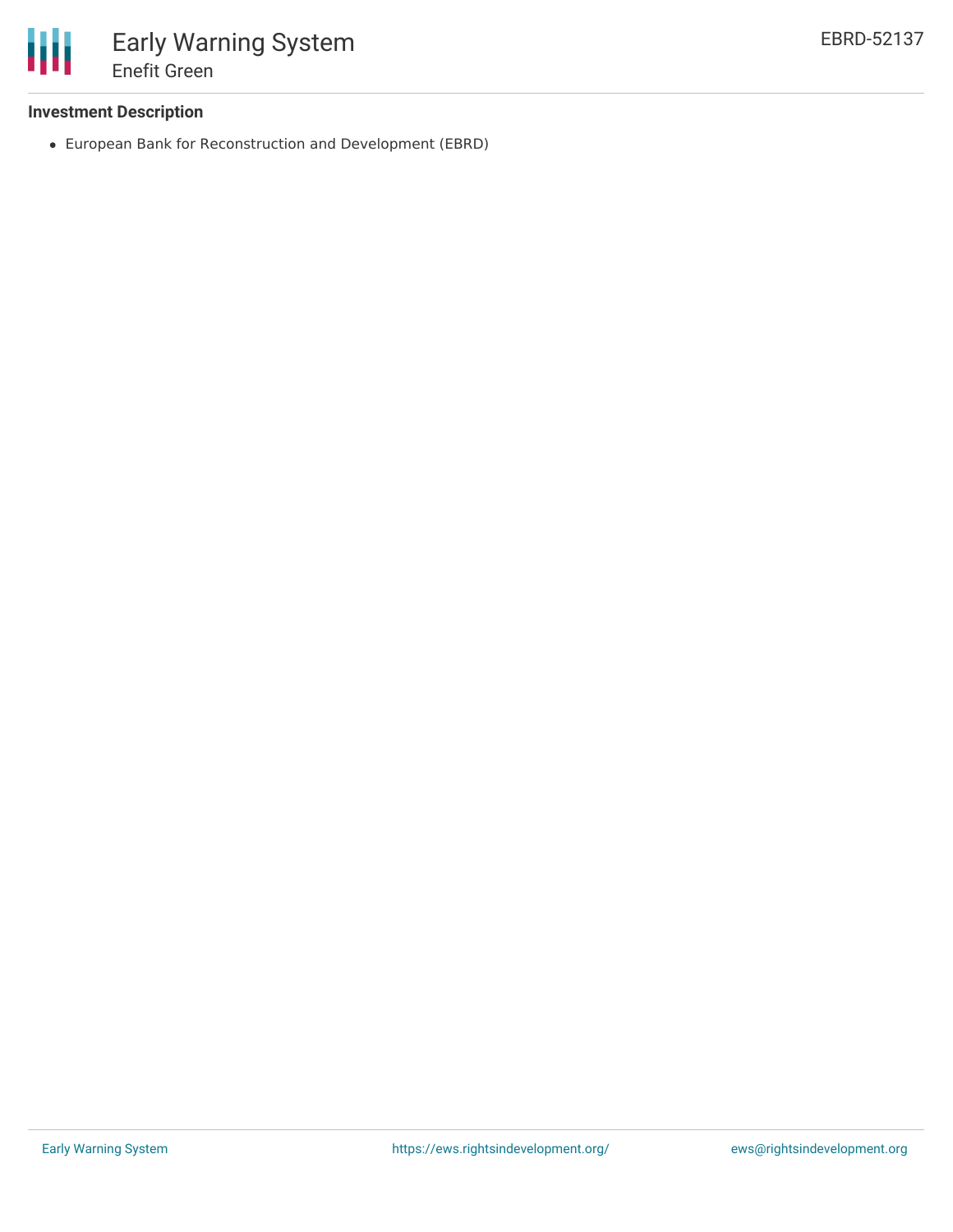**Investment Description**

- European Bank for Reconstruction and Development (EBRD)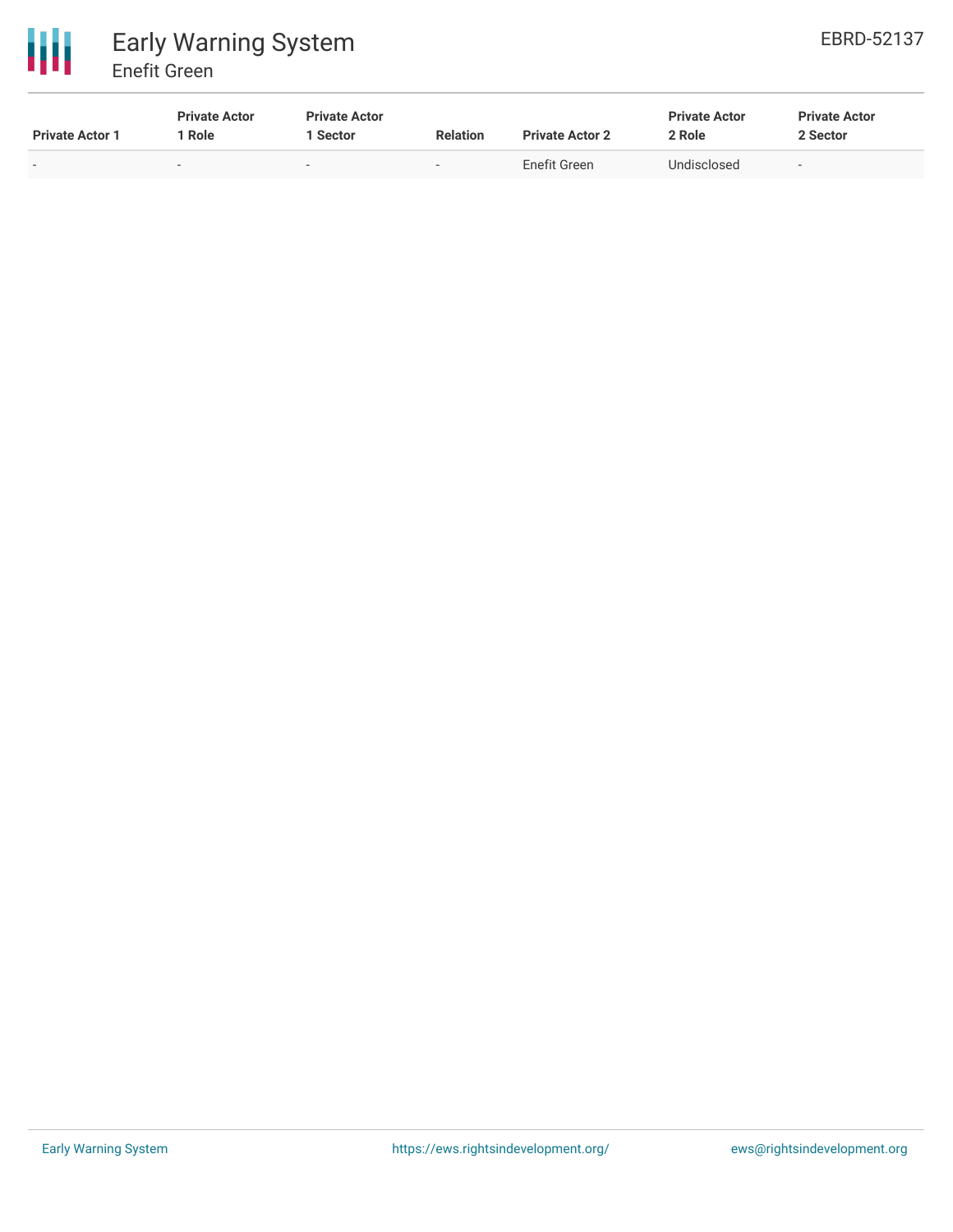| Private Actor 1 | Private Actor 1 Role | Private Actor 1 Sector | Relation | Private Actor 2 | Private Actor 2 Role | Private Actor 2 Sector |
|---|---|---|---|---|---|---|
| - | - | - | - | Enefit Green | Undisclosed | - |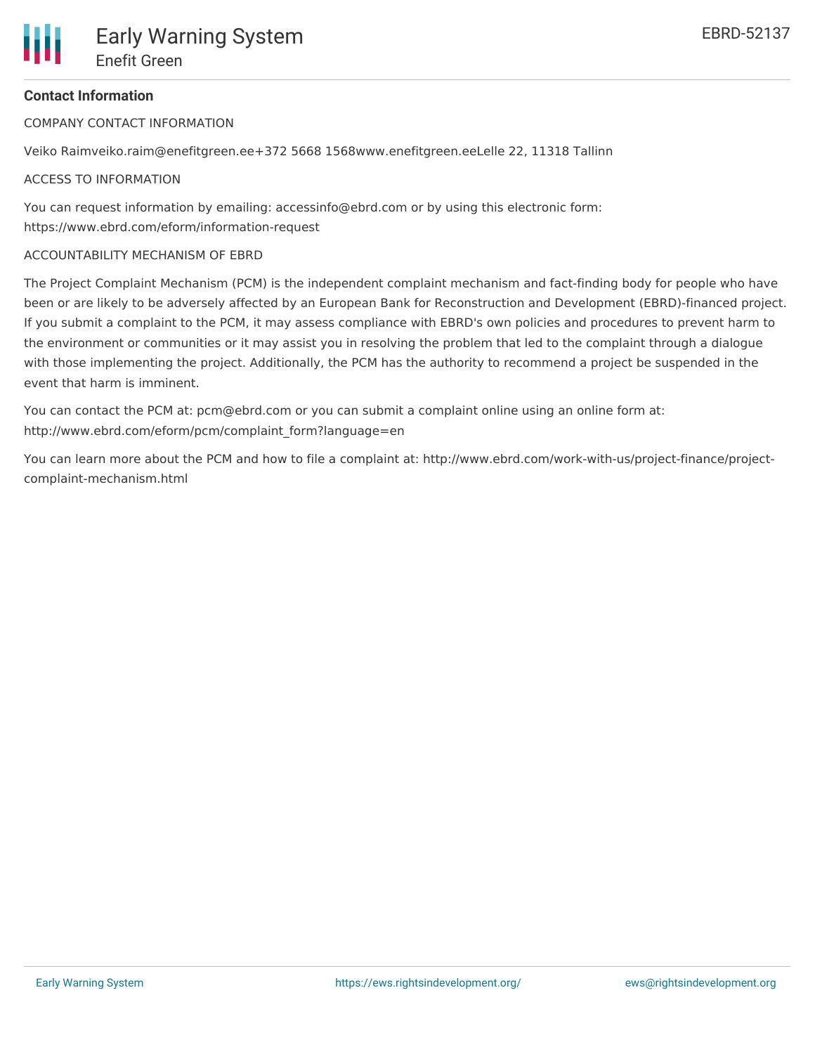### Contact Information

COMPANY CONTACT INFORMATION

Veiko Raimveiko.raim@enefitgreen.ee+372 5668 1568www.enefitgreen.eeLelle 22, 11318 Tallinn

ACCESS TO INFORMATION

You can request information by emailing: accessinfo@ebrd.com or by using this electronic form: https://www.ebrd.com/eform/information-request

ACCOUNTABILITY MECHANISM OF EBRD

The Project Complaint Mechanism (PCM) is the independent complaint mechanism and fact-finding body for people who have been or are likely to be adversely affected by an European Bank for Reconstruction and Development (EBRD)-financed project. If you submit a complaint to the PCM, it may assess compliance with EBRD's own policies and procedures to prevent harm to the environment or communities or it may assist you in resolving the problem that led to the complaint through a dialogue with those implementing the project. Additionally, the PCM has the authority to recommend a project be suspended in the event that harm is imminent.

You can contact the PCM at: pcm@ebrd.com or you can submit a complaint online using an online form at: http://www.ebrd.com/eform/pcm/complaint_form?language=en

You can learn more about the PCM and how to file a complaint at: http://www.ebrd.com/work-with-us/project-finance/project-complaint-mechanism.html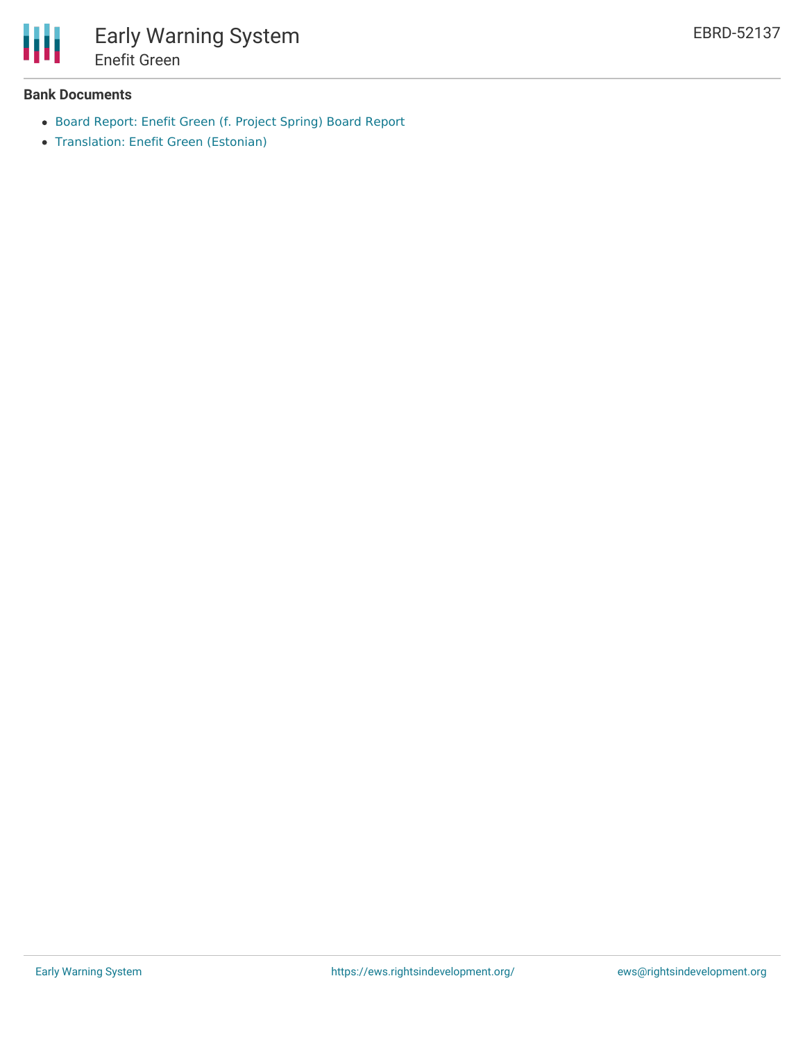**Bank Documents**

- Board Report: Enefit Green (f. Project Spring) Board Report
- Translation: Enefit Green (Estonian)